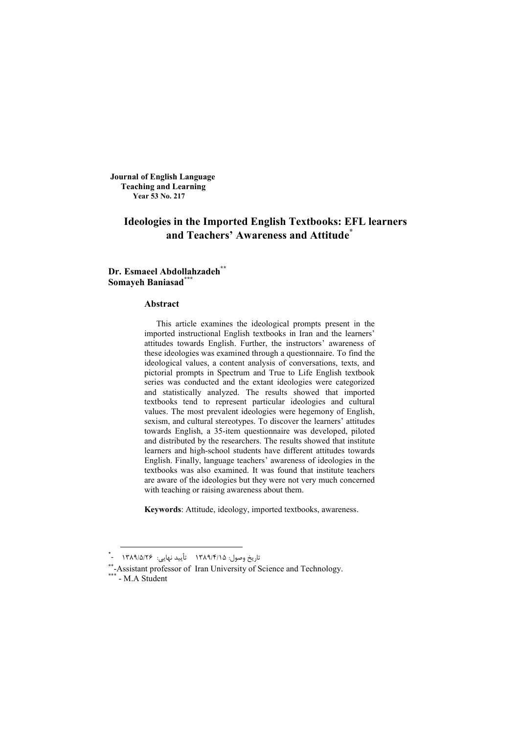**Journal of English Language Teaching and Learning**
**Year 53 No. 217**

# Ideologies in the Imported English Textbooks: EFL learners and Teachers' Awareness and Attitude[*]

**Dr. Esmaeel Abdollahzadeh**[**]
**Somayeh Baniasad**[***]

### Abstract

This article examines the ideological prompts present in the imported instructional English textbooks in Iran and the learners' attitudes towards English. Further, the instructors' awareness of these ideologies was examined through a questionnaire. To find the ideological values, a content analysis of conversations, texts, and pictorial prompts in Spectrum and True to Life English textbook series was conducted and the extant ideologies were categorized and statistically analyzed. The results showed that imported textbooks tend to represent particular ideologies and cultural values. The most prevalent ideologies were hegemony of English, sexism, and cultural stereotypes. To discover the learners' attitudes towards English, a 35-item questionnaire was developed, piloted and distributed by the researchers. The results showed that institute learners and high-school students have different attitudes towards English. Finally, language teachers' awareness of ideologies in the textbooks was also examined. It was found that institute teachers are aware of the ideologies but they were not very much concerned with teaching or raising awareness about them.

**Keywords**: Attitude, ideology, imported textbooks, awareness.

---

[*] - تاریخ وصول: ۱۳۸۹/۴/۱۵ تأیید نهایی: ۱۳۸۹/۵/۲۶

[**] -Assistant professor of Iran University of Science and Technology.

[***] - M.A Student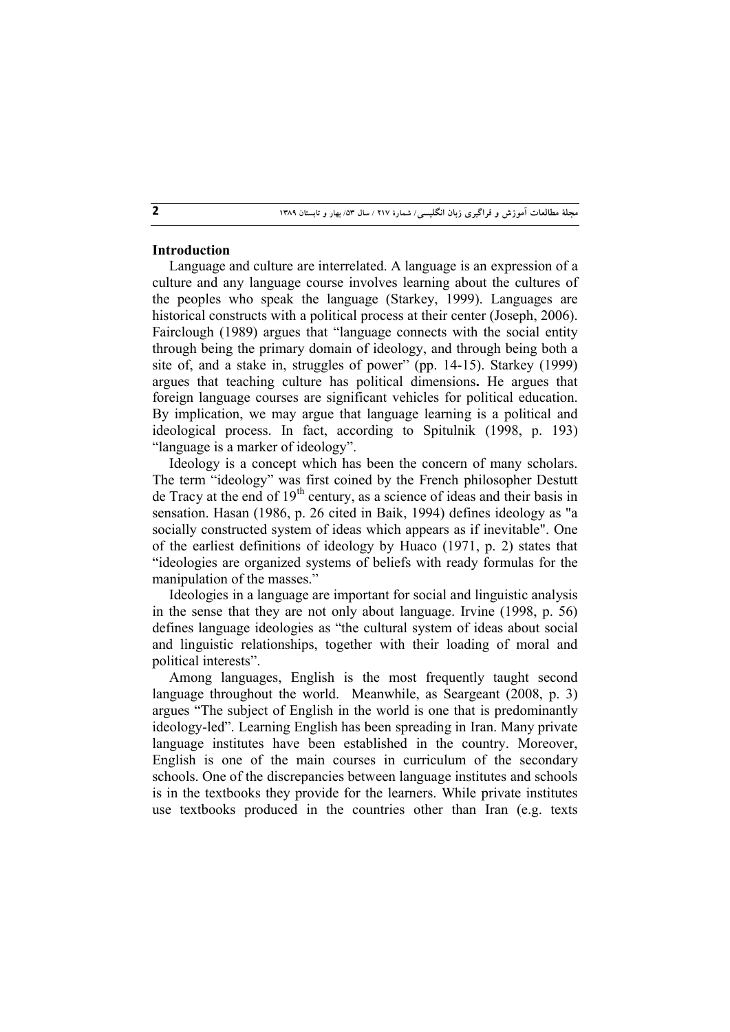## Introduction

Language and culture are interrelated. A language is an expression of a culture and any language course involves learning about the cultures of the peoples who speak the language (Starkey, 1999). Languages are historical constructs with a political process at their center (Joseph, 2006). Fairclough (1989) argues that "language connects with the social entity through being the primary domain of ideology, and through being both a site of, and a stake in, struggles of power" (pp. 14-15). Starkey (1999) argues that teaching culture has political dimensions**.** He argues that foreign language courses are significant vehicles for political education. By implication, we may argue that language learning is a political and ideological process. In fact, according to Spitulnik (1998, p. 193) "language is a marker of ideology".

Ideology is a concept which has been the concern of many scholars. The term "ideology" was first coined by the French philosopher Destutt de Tracy at the end of 19th century, as a science of ideas and their basis in sensation. Hasan (1986, p. 26 cited in Baik, 1994) defines ideology as "a socially constructed system of ideas which appears as if inevitable". One of the earliest definitions of ideology by Huaco (1971, p. 2) states that "ideologies are organized systems of beliefs with ready formulas for the manipulation of the masses."

Ideologies in a language are important for social and linguistic analysis in the sense that they are not only about language. Irvine (1998, p. 56) defines language ideologies as "the cultural system of ideas about social and linguistic relationships, together with their loading of moral and political interests".

Among languages, English is the most frequently taught second language throughout the world. Meanwhile, as Seargeant (2008, p. 3) argues "The subject of English in the world is one that is predominantly ideology-led". Learning English has been spreading in Iran. Many private language institutes have been established in the country. Moreover, English is one of the main courses in curriculum of the secondary schools. One of the discrepancies between language institutes and schools is in the textbooks they provide for the learners. While private institutes use textbooks produced in the countries other than Iran (e.g. texts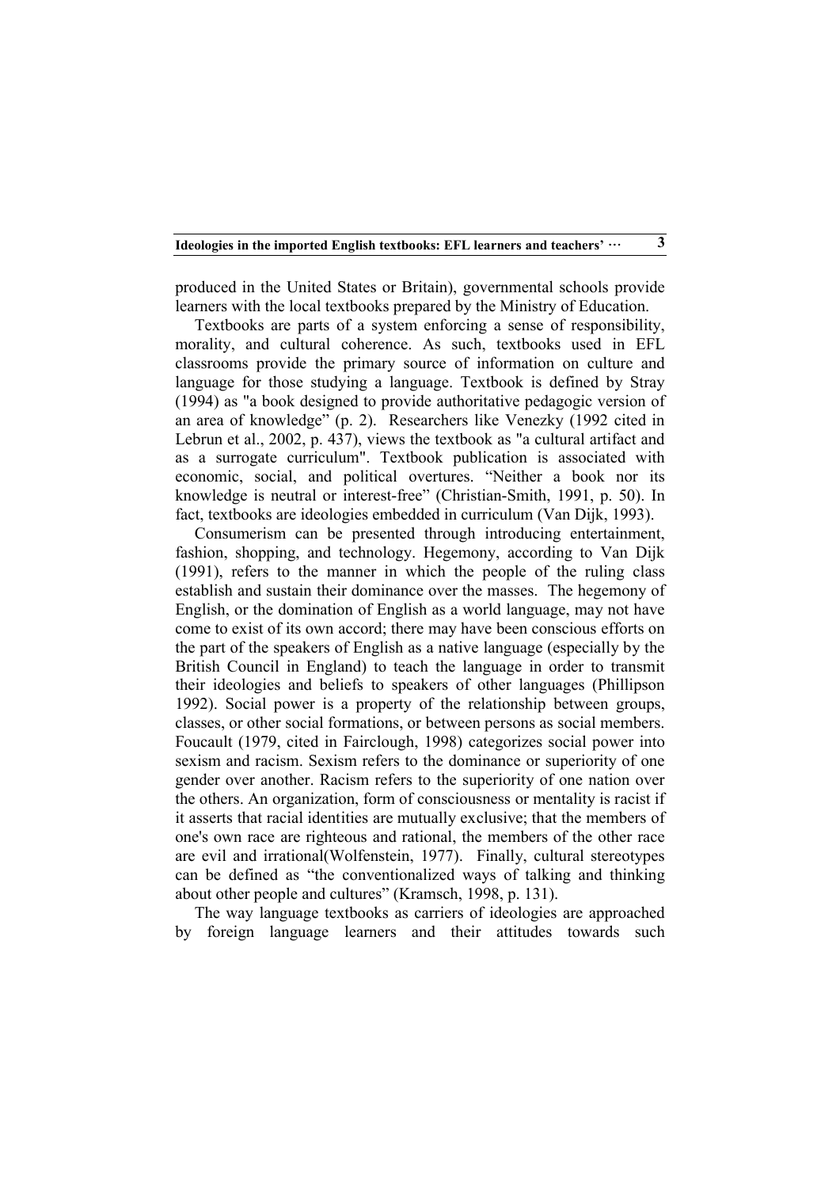produced in the United States or Britain), governmental schools provide learners with the local textbooks prepared by the Ministry of Education.

Textbooks are parts of a system enforcing a sense of responsibility, morality, and cultural coherence. As such, textbooks used in EFL classrooms provide the primary source of information on culture and language for those studying a language. Textbook is defined by Stray (1994) as "a book designed to provide authoritative pedagogic version of an area of knowledge" (p. 2). Researchers like Venezky (1992 cited in Lebrun et al., 2002, p. 437), views the textbook as "a cultural artifact and as a surrogate curriculum". Textbook publication is associated with economic, social, and political overtures. "Neither a book nor its knowledge is neutral or interest-free" (Christian-Smith, 1991, p. 50). In fact, textbooks are ideologies embedded in curriculum (Van Dijk, 1993).

Consumerism can be presented through introducing entertainment, fashion, shopping, and technology. Hegemony, according to Van Dijk (1991), refers to the manner in which the people of the ruling class establish and sustain their dominance over the masses. The hegemony of English, or the domination of English as a world language, may not have come to exist of its own accord; there may have been conscious efforts on the part of the speakers of English as a native language (especially by the British Council in England) to teach the language in order to transmit their ideologies and beliefs to speakers of other languages (Phillipson 1992). Social power is a property of the relationship between groups, classes, or other social formations, or between persons as social members. Foucault (1979, cited in Fairclough, 1998) categorizes social power into sexism and racism. Sexism refers to the dominance or superiority of one gender over another. Racism refers to the superiority of one nation over the others. An organization, form of consciousness or mentality is racist if it asserts that racial identities are mutually exclusive; that the members of one's own race are righteous and rational, the members of the other race are evil and irrational(Wolfenstein, 1977). Finally, cultural stereotypes can be defined as "the conventionalized ways of talking and thinking about other people and cultures" (Kramsch, 1998, p. 131).

The way language textbooks as carriers of ideologies are approached by foreign language learners and their attitudes towards such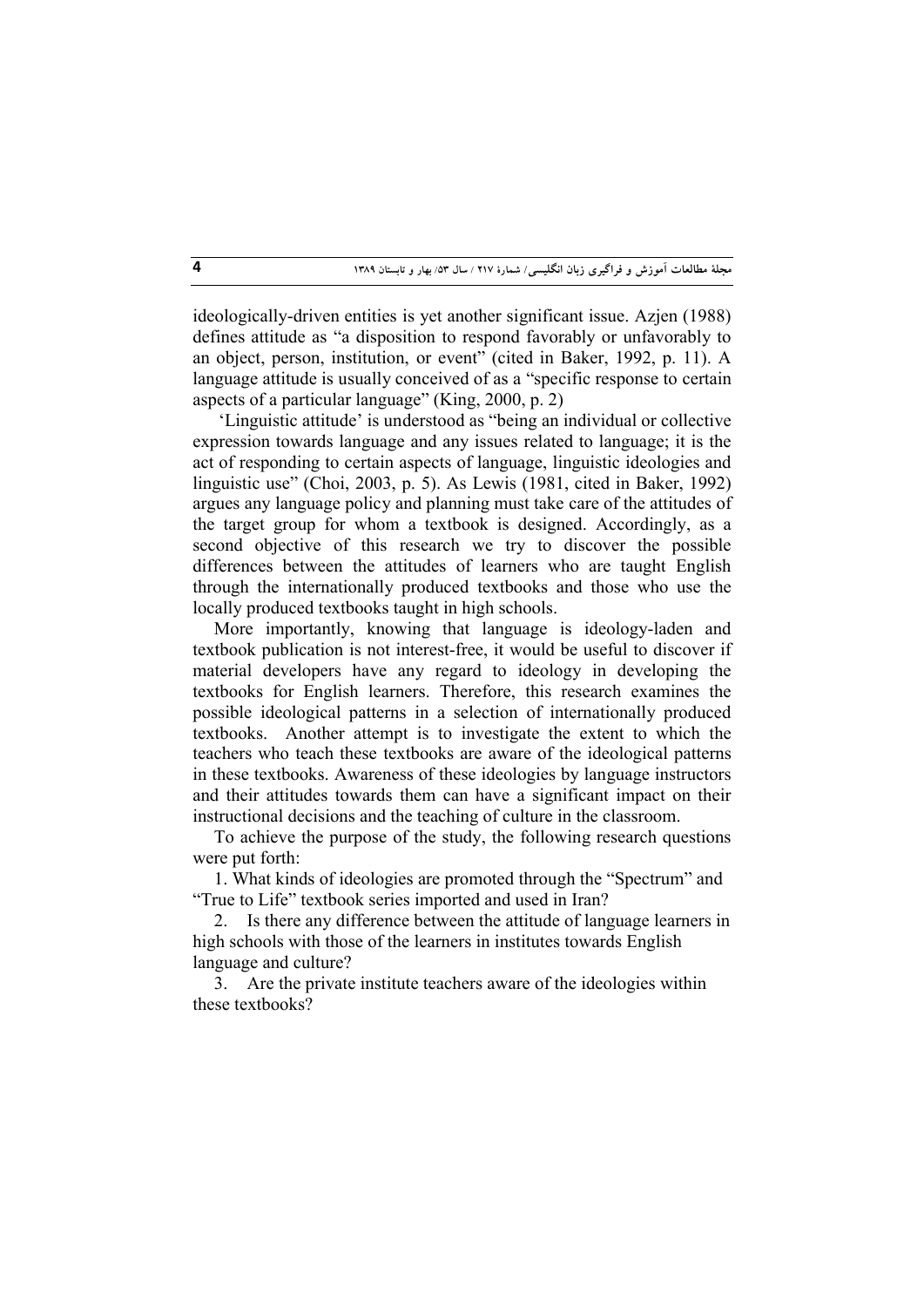ideologically-driven entities is yet another significant issue. Azjen (1988) defines attitude as "a disposition to respond favorably or unfavorably to an object, person, institution, or event" (cited in Baker, 1992, p. 11). A language attitude is usually conceived of as a "specific response to certain aspects of a particular language" (King, 2000, p. 2)

'Linguistic attitude' is understood as "being an individual or collective expression towards language and any issues related to language; it is the act of responding to certain aspects of language, linguistic ideologies and linguistic use" (Choi, 2003, p. 5). As Lewis (1981, cited in Baker, 1992) argues any language policy and planning must take care of the attitudes of the target group for whom a textbook is designed. Accordingly, as a second objective of this research we try to discover the possible differences between the attitudes of learners who are taught English through the internationally produced textbooks and those who use the locally produced textbooks taught in high schools.

More importantly, knowing that language is ideology-laden and textbook publication is not interest-free, it would be useful to discover if material developers have any regard to ideology in developing the textbooks for English learners. Therefore, this research examines the possible ideological patterns in a selection of internationally produced textbooks. Another attempt is to investigate the extent to which the teachers who teach these textbooks are aware of the ideological patterns in these textbooks. Awareness of these ideologies by language instructors and their attitudes towards them can have a significant impact on their instructional decisions and the teaching of culture in the classroom.

To achieve the purpose of the study, the following research questions were put forth:

1. What kinds of ideologies are promoted through the "Spectrum" and "True to Life" textbook series imported and used in Iran?
2. Is there any difference between the attitude of language learners in high schools with those of the learners in institutes towards English language and culture?
3. Are the private institute teachers aware of the ideologies within these textbooks?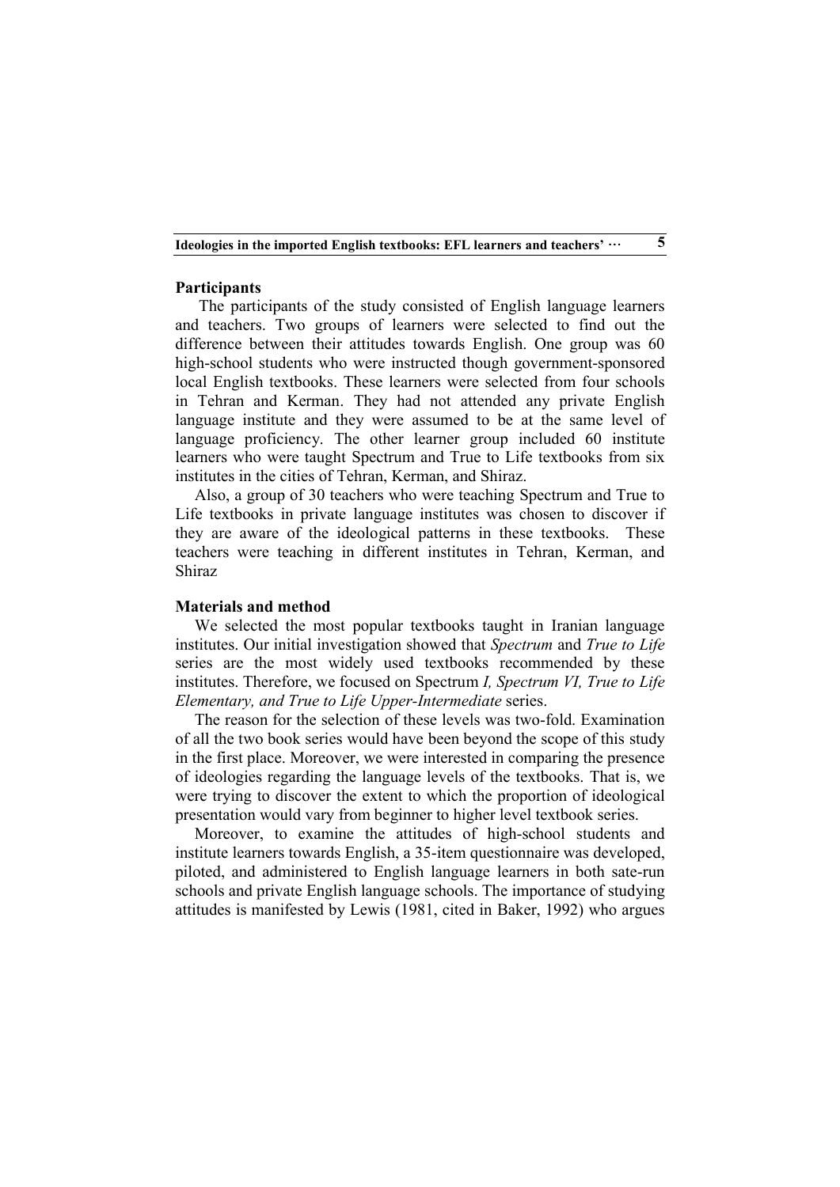## Participants

The participants of the study consisted of English language learners and teachers. Two groups of learners were selected to find out the difference between their attitudes towards English. One group was 60 high-school students who were instructed though government-sponsored local English textbooks. These learners were selected from four schools in Tehran and Kerman. They had not attended any private English language institute and they were assumed to be at the same level of language proficiency. The other learner group included 60 institute learners who were taught Spectrum and True to Life textbooks from six institutes in the cities of Tehran, Kerman, and Shiraz.

Also, a group of 30 teachers who were teaching Spectrum and True to Life textbooks in private language institutes was chosen to discover if they are aware of the ideological patterns in these textbooks. These teachers were teaching in different institutes in Tehran, Kerman, and Shiraz

## Materials and method

We selected the most popular textbooks taught in Iranian language institutes. Our initial investigation showed that *Spectrum* and *True to Life* series are the most widely used textbooks recommended by these institutes. Therefore, we focused on Spectrum *I, Spectrum VI, True to Life Elementary, and True to Life Upper-Intermediate* series.

The reason for the selection of these levels was two-fold. Examination of all the two book series would have been beyond the scope of this study in the first place. Moreover, we were interested in comparing the presence of ideologies regarding the language levels of the textbooks. That is, we were trying to discover the extent to which the proportion of ideological presentation would vary from beginner to higher level textbook series.

Moreover, to examine the attitudes of high-school students and institute learners towards English, a 35-item questionnaire was developed, piloted, and administered to English language learners in both sate-run schools and private English language schools. The importance of studying attitudes is manifested by Lewis (1981, cited in Baker, 1992) who argues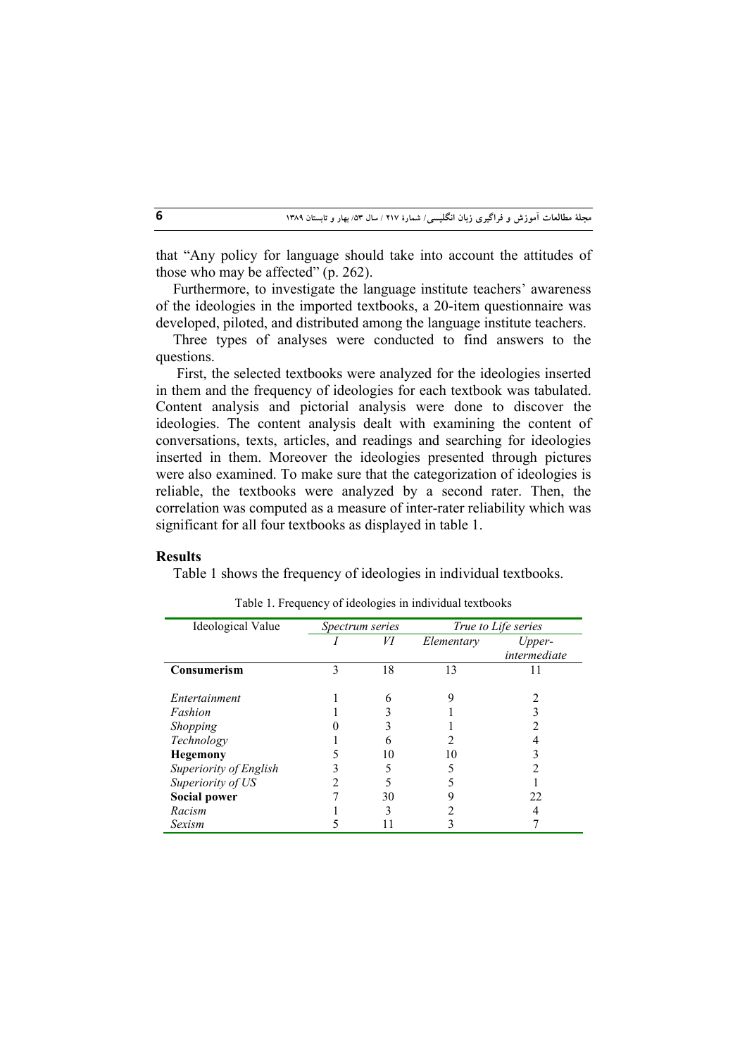that "Any policy for language should take into account the attitudes of those who may be affected" (p. 262).

Furthermore, to investigate the language institute teachers' awareness of the ideologies in the imported textbooks, a 20-item questionnaire was developed, piloted, and distributed among the language institute teachers.

Three types of analyses were conducted to find answers to the questions.

First, the selected textbooks were analyzed for the ideologies inserted in them and the frequency of ideologies for each textbook was tabulated. Content analysis and pictorial analysis were done to discover the ideologies. The content analysis dealt with examining the content of conversations, texts, articles, and readings and searching for ideologies inserted in them. Moreover the ideologies presented through pictures were also examined. To make sure that the categorization of ideologies is reliable, the textbooks were analyzed by a second rater. Then, the correlation was computed as a measure of inter-rater reliability which was significant for all four textbooks as displayed in table 1.

## Results

Table 1 shows the frequency of ideologies in individual textbooks.

Table 1. Frequency of ideologies in individual textbooks

| Ideological Value | *Spectrum series* | | *True to Life series* | |
|---|---|---|---|---|
| | *I* | *VI* | *Elementary* | *Upper-intermediate* |
| **Consumerism** | 3 | 18 | 13 | 11 |
| *Entertainment* | 1 | 6 | 9 | 2 |
| *Fashion* | 1 | 3 | 1 | 3 |
| *Shopping* | 0 | 3 | 1 | 2 |
| *Technology* | 1 | 6 | 2 | 4 |
| **Hegemony** | 5 | 10 | 10 | 3 |
| *Superiority of English* | 3 | 5 | 5 | 2 |
| *Superiority of US* | 2 | 5 | 5 | 1 |
| **Social power** | 7 | 30 | 9 | 22 |
| *Racism* | 1 | 3 | 2 | 4 |
| *Sexism* | 5 | 11 | 3 | 7 |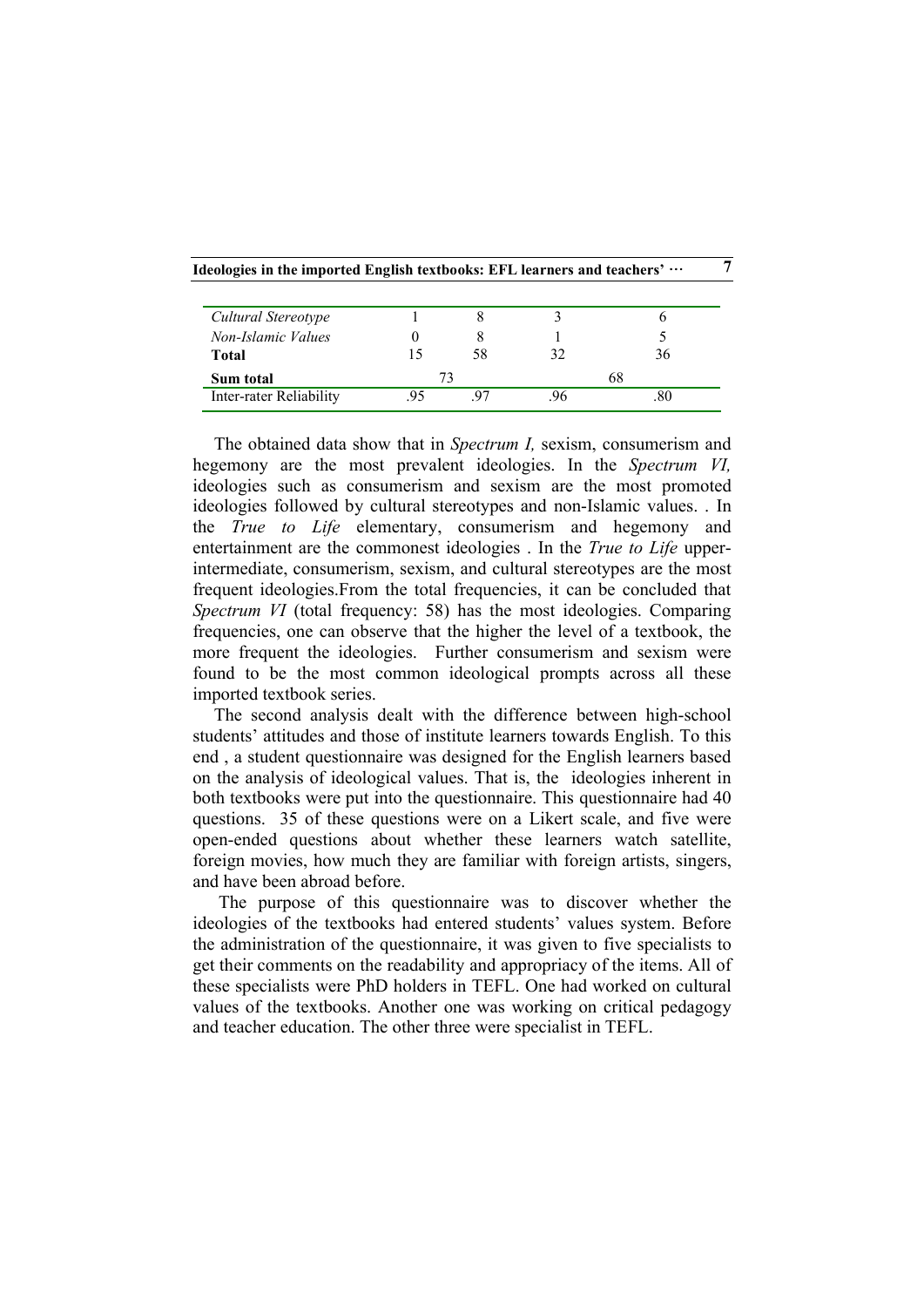| | | | | |
|---|---|---|---|---|
| *Cultural Stereotype* | 1 | 8 | 3 | 6 |
| *Non-Islamic Values* | 0 | 8 | 1 | 5 |
| **Total** | 15 | 58 | 32 | 36 |
| **Sum total** | 73 | | 68 | |
| Inter-rater Reliability | .95 | .97 | .96 | .80 |

The obtained data show that in *Spectrum I,* sexism, consumerism and hegemony are the most prevalent ideologies. In the *Spectrum VI,* ideologies such as consumerism and sexism are the most promoted ideologies followed by cultural stereotypes and non-Islamic values. . In the *True to Life* elementary, consumerism and hegemony and entertainment are the commonest ideologies . In the *True to Life* upper-intermediate, consumerism, sexism, and cultural stereotypes are the most frequent ideologies.From the total frequencies, it can be concluded that *Spectrum VI* (total frequency: 58) has the most ideologies. Comparing frequencies, one can observe that the higher the level of a textbook, the more frequent the ideologies. Further consumerism and sexism were found to be the most common ideological prompts across all these imported textbook series.

The second analysis dealt with the difference between high-school students' attitudes and those of institute learners towards English. To this end , a student questionnaire was designed for the English learners based on the analysis of ideological values. That is, the ideologies inherent in both textbooks were put into the questionnaire. This questionnaire had 40 questions. 35 of these questions were on a Likert scale, and five were open-ended questions about whether these learners watch satellite, foreign movies, how much they are familiar with foreign artists, singers, and have been abroad before.

The purpose of this questionnaire was to discover whether the ideologies of the textbooks had entered students' values system. Before the administration of the questionnaire, it was given to five specialists to get their comments on the readability and appropriacy of the items. All of these specialists were PhD holders in TEFL. One had worked on cultural values of the textbooks. Another one was working on critical pedagogy and teacher education. The other three were specialist in TEFL.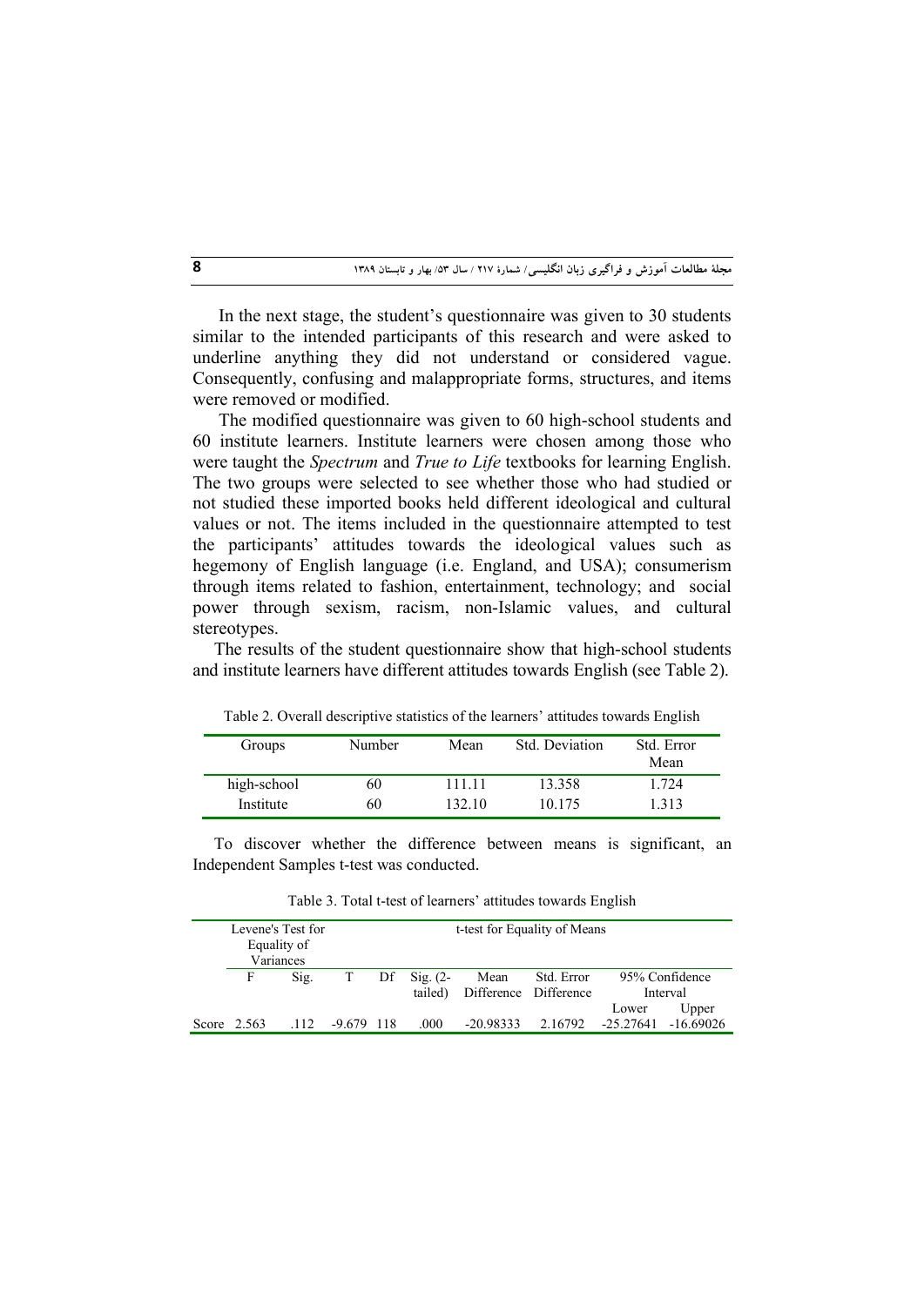In the next stage, the student's questionnaire was given to 30 students similar to the intended participants of this research and were asked to underline anything they did not understand or considered vague. Consequently, confusing and malappropriate forms, structures, and items were removed or modified.

The modified questionnaire was given to 60 high-school students and 60 institute learners. Institute learners were chosen among those who were taught the *Spectrum* and *True to Life* textbooks for learning English. The two groups were selected to see whether those who had studied or not studied these imported books held different ideological and cultural values or not. The items included in the questionnaire attempted to test the participants' attitudes towards the ideological values such as hegemony of English language (i.e. England, and USA); consumerism through items related to fashion, entertainment, technology; and social power through sexism, racism, non-Islamic values, and cultural stereotypes.

The results of the student questionnaire show that high-school students and institute learners have different attitudes towards English (see Table 2).

Table 2. Overall descriptive statistics of the learners' attitudes towards English

| Groups | Number | Mean | Std. Deviation | Std. Error Mean |
|---|---|---|---|---|
| high-school | 60 | 111.11 | 13.358 | 1.724 |
| Institute | 60 | 132.10 | 10.175 | 1.313 |

To discover whether the difference between means is significant, an Independent Samples t-test was conducted.

Table 3. Total t-test of learners' attitudes towards English

| | Levene's Test for Equality of Variances | | t-test for Equality of Means | | | | | | |
|---|---|---|---|---|---|---|---|---|---|
| | F | Sig. | T | Df | Sig. (2-tailed) | Mean Difference | Std. Error Difference | 95% Confidence Interval Lower | 95% Confidence Interval Upper |
| Score | 2.563 | .112 | -9.679 | 118 | .000 | -20.98333 | 2.16792 | -25.27641 | -16.69026 |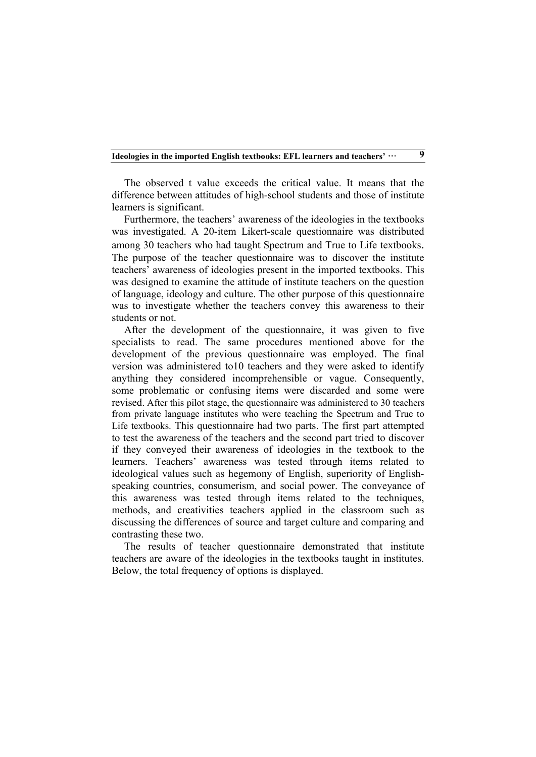The observed t value exceeds the critical value. It means that the difference between attitudes of high-school students and those of institute learners is significant.

Furthermore, the teachers' awareness of the ideologies in the textbooks was investigated. A 20-item Likert-scale questionnaire was distributed among 30 teachers who had taught Spectrum and True to Life textbooks. The purpose of the teacher questionnaire was to discover the institute teachers' awareness of ideologies present in the imported textbooks. This was designed to examine the attitude of institute teachers on the question of language, ideology and culture. The other purpose of this questionnaire was to investigate whether the teachers convey this awareness to their students or not.

After the development of the questionnaire, it was given to five specialists to read. The same procedures mentioned above for the development of the previous questionnaire was employed. The final version was administered to10 teachers and they were asked to identify anything they considered incomprehensible or vague. Consequently, some problematic or confusing items were discarded and some were revised. After this pilot stage, the questionnaire was administered to 30 teachers from private language institutes who were teaching the Spectrum and True to Life textbooks. This questionnaire had two parts. The first part attempted to test the awareness of the teachers and the second part tried to discover if they conveyed their awareness of ideologies in the textbook to the learners. Teachers' awareness was tested through items related to ideological values such as hegemony of English, superiority of English-speaking countries, consumerism, and social power. The conveyance of this awareness was tested through items related to the techniques, methods, and creativities teachers applied in the classroom such as discussing the differences of source and target culture and comparing and contrasting these two.

The results of teacher questionnaire demonstrated that institute teachers are aware of the ideologies in the textbooks taught in institutes. Below, the total frequency of options is displayed.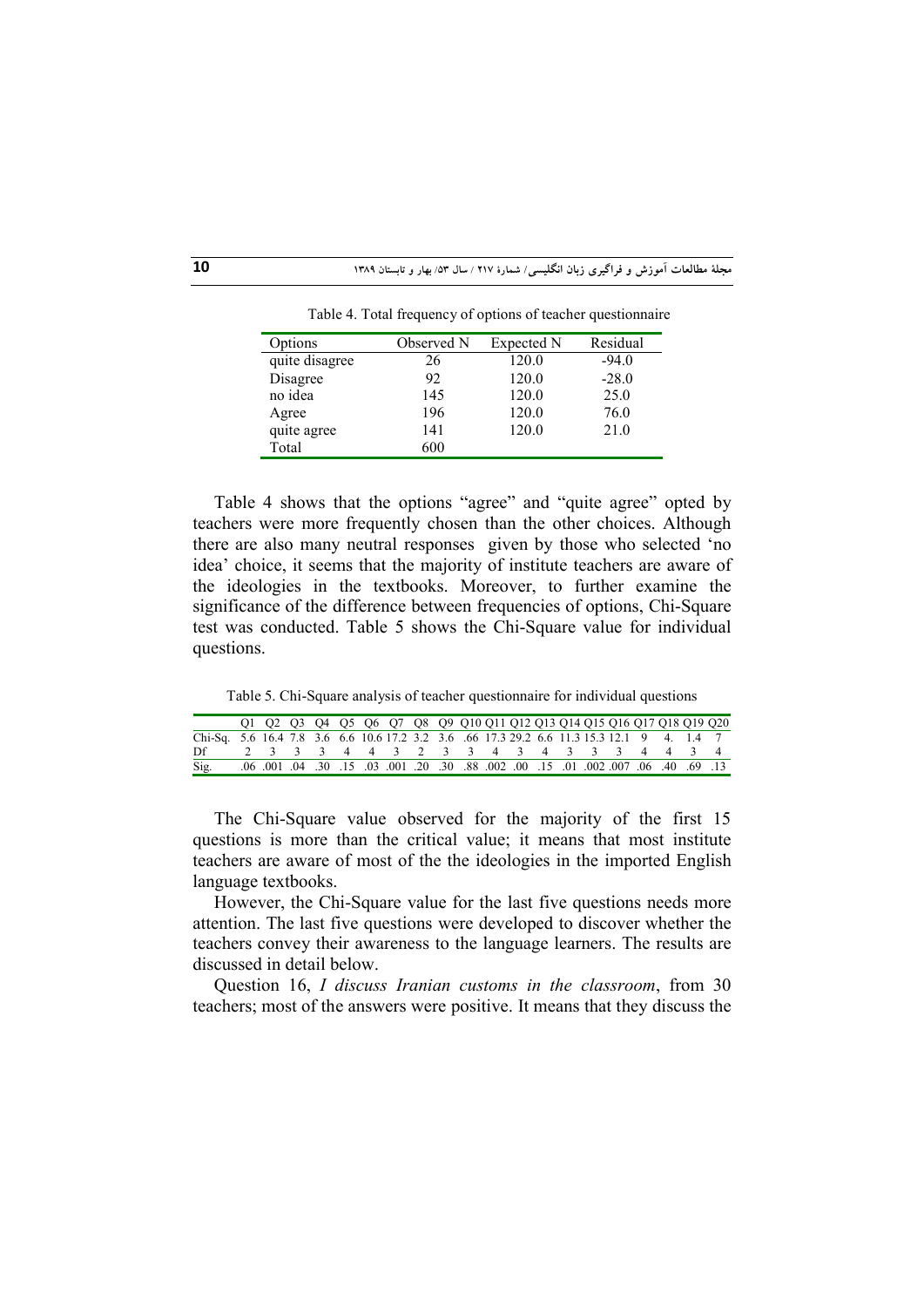Table 4. Total frequency of options of teacher questionnaire

| Options | Observed N | Expected N | Residual |
|---|---|---|---|
| quite disagree | 26 | 120.0 | -94.0 |
| Disagree | 92 | 120.0 | -28.0 |
| no idea | 145 | 120.0 | 25.0 |
| Agree | 196 | 120.0 | 76.0 |
| quite agree | 141 | 120.0 | 21.0 |
| Total | 600 | | |

Table 4 shows that the options "agree" and "quite agree" opted by teachers were more frequently chosen than the other choices. Although there are also many neutral responses given by those who selected 'no idea' choice, it seems that the majority of institute teachers are aware of the ideologies in the textbooks. Moreover, to further examine the significance of the difference between frequencies of options, Chi-Square test was conducted. Table 5 shows the Chi-Square value for individual questions.

Table 5. Chi-Square analysis of teacher questionnaire for individual questions

| | Q1 | Q2 | Q3 | Q4 | Q5 | Q6 | Q7 | Q8 | Q9 | Q10 | Q11 | Q12 | Q13 | Q14 | Q15 | Q16 | Q17 | Q18 | Q19 | Q20 |
|---|---|---|---|---|---|---|---|---|---|---|---|---|---|---|---|---|---|---|---|---|
| Chi-Sq. | 5.6 | 16.4 | 7.8 | 3.6 | 6.6 | 10.6 | 17.2 | 3.2 | 3.6 | .66 | 17.3 | 29.2 | 6.6 | 11.3 | 15.3 | 12.1 | 9 | 4. | 1.4 | 7 |
| Df | 2 | 3 | 3 | 3 | 4 | 4 | 3 | 2 | 3 | 3 | 4 | 3 | 4 | 3 | 3 | 3 | 4 | 4 | 3 | 4 |
| Sig. | .06 | .001 | .04 | .30 | .15 | .03 | .001 | .20 | .30 | .88 | .002 | .00 | .15 | .01 | .002 | .007 | .06 | .40 | .69 | .13 |

The Chi-Square value observed for the majority of the first 15 questions is more than the critical value; it means that most institute teachers are aware of most of the the ideologies in the imported English language textbooks.

However, the Chi-Square value for the last five questions needs more attention. The last five questions were developed to discover whether the teachers convey their awareness to the language learners. The results are discussed in detail below.

Question 16, *I discuss Iranian customs in the classroom*, from 30 teachers; most of the answers were positive. It means that they discuss the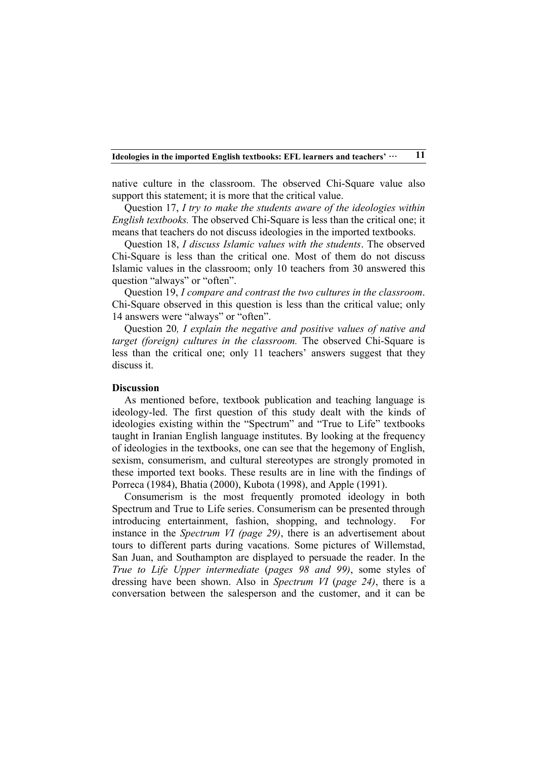native culture in the classroom. The observed Chi-Square value also support this statement; it is more that the critical value.

Question 17, *I try to make the students aware of the ideologies within English textbooks.* The observed Chi-Square is less than the critical one; it means that teachers do not discuss ideologies in the imported textbooks.

Question 18, *I discuss Islamic values with the students*. The observed Chi-Square is less than the critical one. Most of them do not discuss Islamic values in the classroom; only 10 teachers from 30 answered this question "always" or "often".

Question 19, *I compare and contrast the two cultures in the classroom*. Chi-Square observed in this question is less than the critical value; only 14 answers were "always" or "often".

Question 20*, I explain the negative and positive values of native and target (foreign) cultures in the classroom.* The observed Chi-Square is less than the critical one; only 11 teachers' answers suggest that they discuss it.

**Discussion**

As mentioned before, textbook publication and teaching language is ideology-led. The first question of this study dealt with the kinds of ideologies existing within the "Spectrum" and "True to Life" textbooks taught in Iranian English language institutes. By looking at the frequency of ideologies in the textbooks, one can see that the hegemony of English, sexism, consumerism, and cultural stereotypes are strongly promoted in these imported text books. These results are in line with the findings of Porreca (1984), Bhatia (2000), Kubota (1998), and Apple (1991).

Consumerism is the most frequently promoted ideology in both Spectrum and True to Life series. Consumerism can be presented through introducing entertainment, fashion, shopping, and technology. For instance in the *Spectrum VI (page 29)*, there is an advertisement about tours to different parts during vacations. Some pictures of Willemstad, San Juan, and Southampton are displayed to persuade the reader. In the *True to Life Upper intermediate* (*pages 98 and 99)*, some styles of dressing have been shown. Also in *Spectrum VI* (*page 24)*, there is a conversation between the salesperson and the customer, and it can be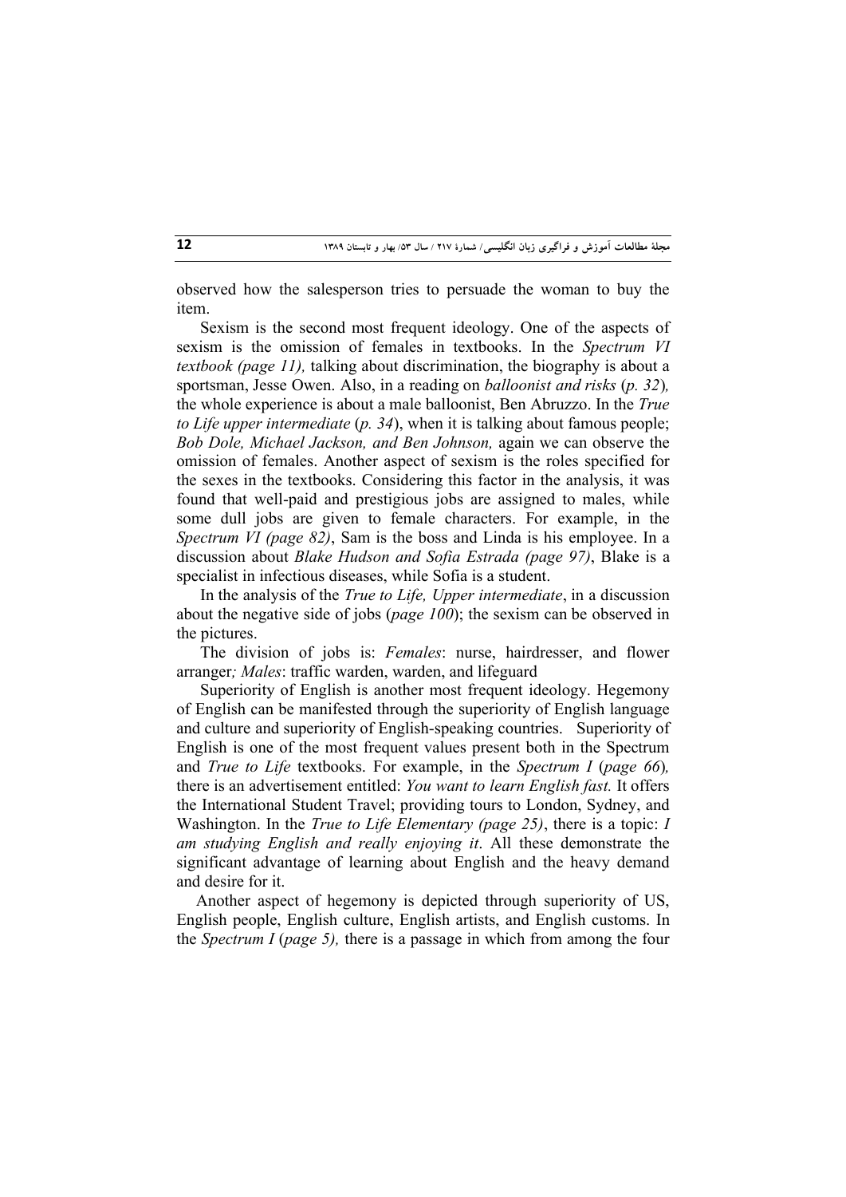observed how the salesperson tries to persuade the woman to buy the item.

Sexism is the second most frequent ideology. One of the aspects of sexism is the omission of females in textbooks. In the *Spectrum VI textbook (page 11),* talking about discrimination, the biography is about a sportsman, Jesse Owen. Also, in a reading on *balloonist and risks* (*p. 32*)*,* the whole experience is about a male balloonist, Ben Abruzzo. In the *True to Life upper intermediate* (*p. 34*), when it is talking about famous people; *Bob Dole, Michael Jackson, and Ben Johnson,* again we can observe the omission of females. Another aspect of sexism is the roles specified for the sexes in the textbooks. Considering this factor in the analysis, it was found that well-paid and prestigious jobs are assigned to males, while some dull jobs are given to female characters. For example, in the *Spectrum VI (page 82)*, Sam is the boss and Linda is his employee. In a discussion about *Blake Hudson and Sofia Estrada (page 97)*, Blake is a specialist in infectious diseases, while Sofia is a student.

In the analysis of the *True to Life, Upper intermediate*, in a discussion about the negative side of jobs (*page 100*); the sexism can be observed in the pictures.

The division of jobs is: *Females*: nurse, hairdresser, and flower arranger*; Males*: traffic warden, warden, and lifeguard

Superiority of English is another most frequent ideology. Hegemony of English can be manifested through the superiority of English language and culture and superiority of English-speaking countries. Superiority of English is one of the most frequent values present both in the Spectrum and *True to Life* textbooks. For example, in the *Spectrum I* (*page 66*)*,* there is an advertisement entitled: *You want to learn English fast.* It offers the International Student Travel; providing tours to London, Sydney, and Washington. In the *True to Life Elementary (page 25)*, there is a topic: *I am studying English and really enjoying it*. All these demonstrate the significant advantage of learning about English and the heavy demand and desire for it.

Another aspect of hegemony is depicted through superiority of US, English people, English culture, English artists, and English customs. In the *Spectrum I* (*page 5),* there is a passage in which from among the four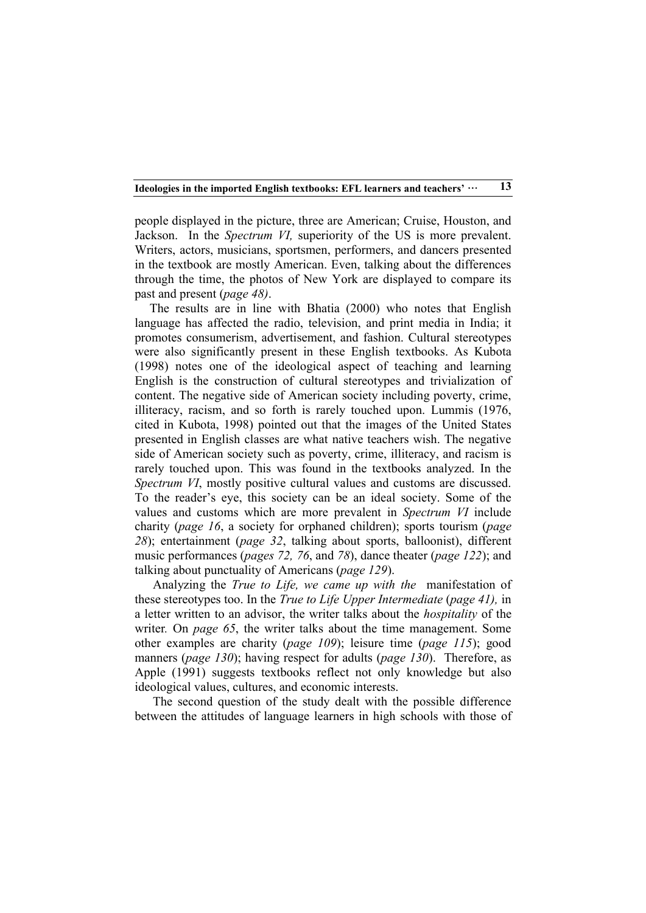people displayed in the picture, three are American; Cruise, Houston, and Jackson. In the *Spectrum VI,* superiority of the US is more prevalent. Writers, actors, musicians, sportsmen, performers, and dancers presented in the textbook are mostly American. Even, talking about the differences through the time, the photos of New York are displayed to compare its past and present (*page 48)*.

The results are in line with Bhatia (2000) who notes that English language has affected the radio, television, and print media in India; it promotes consumerism, advertisement, and fashion. Cultural stereotypes were also significantly present in these English textbooks. As Kubota (1998) notes one of the ideological aspect of teaching and learning English is the construction of cultural stereotypes and trivialization of content. The negative side of American society including poverty, crime, illiteracy, racism, and so forth is rarely touched upon. Lummis (1976, cited in Kubota, 1998) pointed out that the images of the United States presented in English classes are what native teachers wish. The negative side of American society such as poverty, crime, illiteracy, and racism is rarely touched upon. This was found in the textbooks analyzed. In the *Spectrum VI*, mostly positive cultural values and customs are discussed. To the reader's eye, this society can be an ideal society. Some of the values and customs which are more prevalent in *Spectrum VI* include charity (*page 16*, a society for orphaned children); sports tourism (*page 28*); entertainment (*page 32*, talking about sports, balloonist), different music performances (*pages 72, 76*, and *78*), dance theater (*page 122*); and talking about punctuality of Americans (*page 129*).

Analyzing the *True to Life, we came up with the* manifestation of these stereotypes too. In the *True to Life Upper Intermediate* (*page 41),* in a letter written to an advisor, the writer talks about the *hospitality* of the writer. On *page 65*, the writer talks about the time management. Some other examples are charity (*page 109*); leisure time (*page 115*); good manners (*page 130*); having respect for adults (*page 130*). Therefore, as Apple (1991) suggests textbooks reflect not only knowledge but also ideological values, cultures, and economic interests.

The second question of the study dealt with the possible difference between the attitudes of language learners in high schools with those of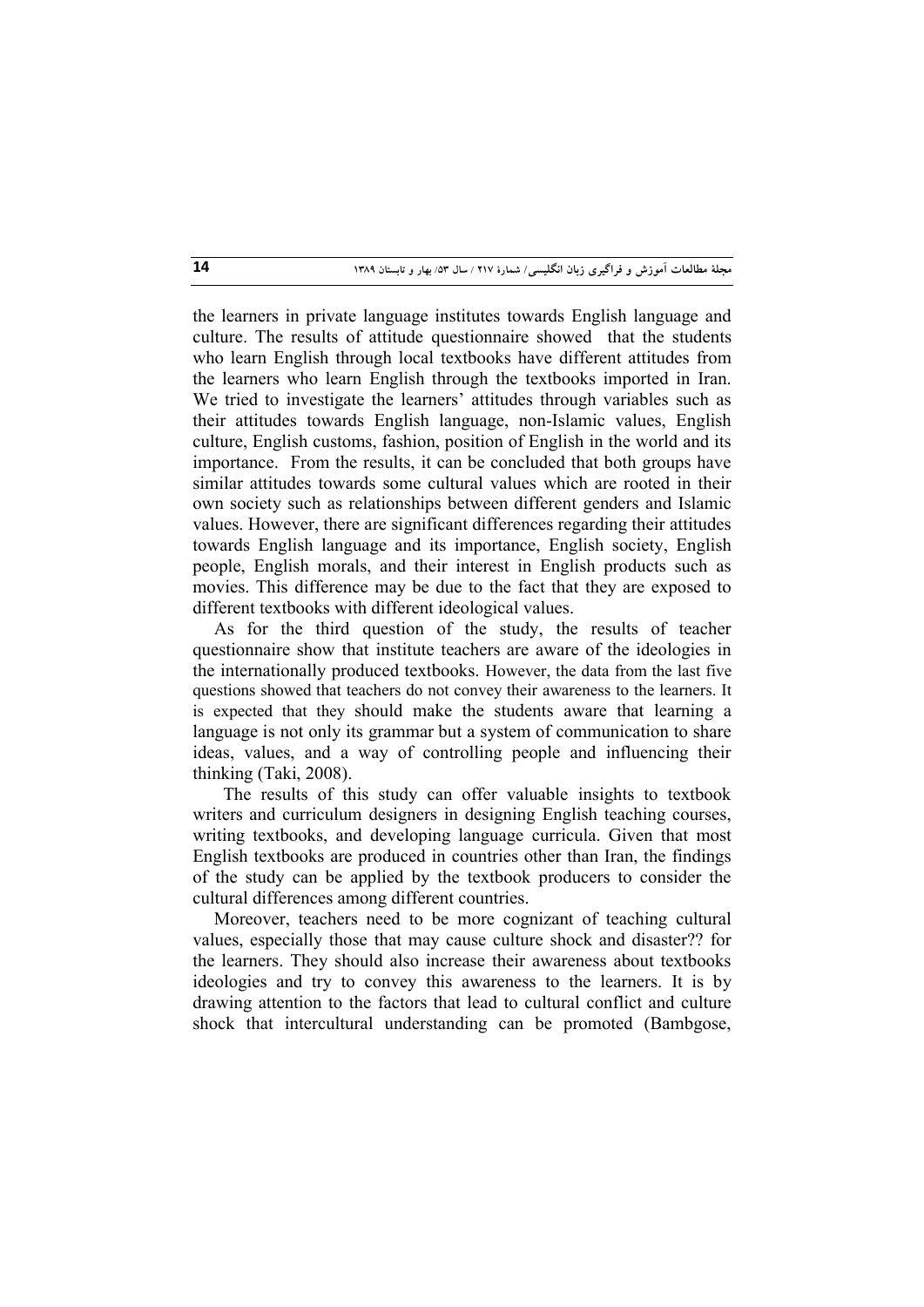the learners in private language institutes towards English language and culture. The results of attitude questionnaire showed that the students who learn English through local textbooks have different attitudes from the learners who learn English through the textbooks imported in Iran. We tried to investigate the learners' attitudes through variables such as their attitudes towards English language, non-Islamic values, English culture, English customs, fashion, position of English in the world and its importance. From the results, it can be concluded that both groups have similar attitudes towards some cultural values which are rooted in their own society such as relationships between different genders and Islamic values. However, there are significant differences regarding their attitudes towards English language and its importance, English society, English people, English morals, and their interest in English products such as movies. This difference may be due to the fact that they are exposed to different textbooks with different ideological values.

As for the third question of the study, the results of teacher questionnaire show that institute teachers are aware of the ideologies in the internationally produced textbooks. However, the data from the last five questions showed that teachers do not convey their awareness to the learners. It is expected that they should make the students aware that learning a language is not only its grammar but a system of communication to share ideas, values, and a way of controlling people and influencing their thinking (Taki, 2008).

The results of this study can offer valuable insights to textbook writers and curriculum designers in designing English teaching courses, writing textbooks, and developing language curricula. Given that most English textbooks are produced in countries other than Iran, the findings of the study can be applied by the textbook producers to consider the cultural differences among different countries.

Moreover, teachers need to be more cognizant of teaching cultural values, especially those that may cause culture shock and disaster?? for the learners. They should also increase their awareness about textbooks ideologies and try to convey this awareness to the learners. It is by drawing attention to the factors that lead to cultural conflict and culture shock that intercultural understanding can be promoted (Bambgose,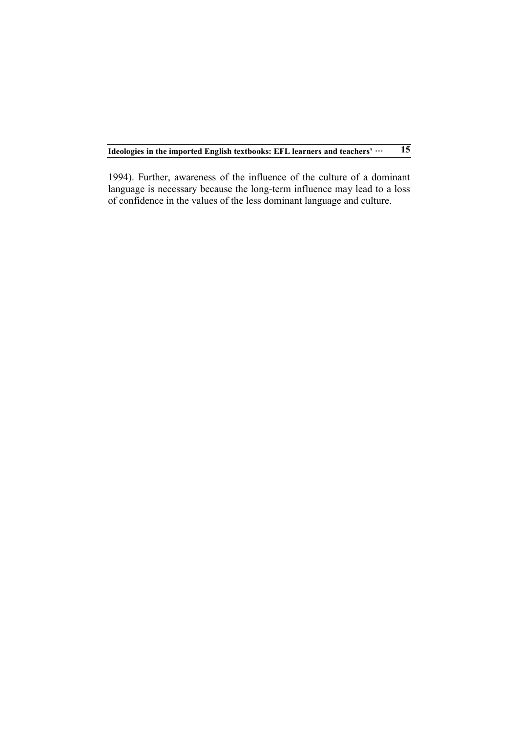1994). Further, awareness of the influence of the culture of a dominant language is necessary because the long-term influence may lead to a loss of confidence in the values of the less dominant language and culture.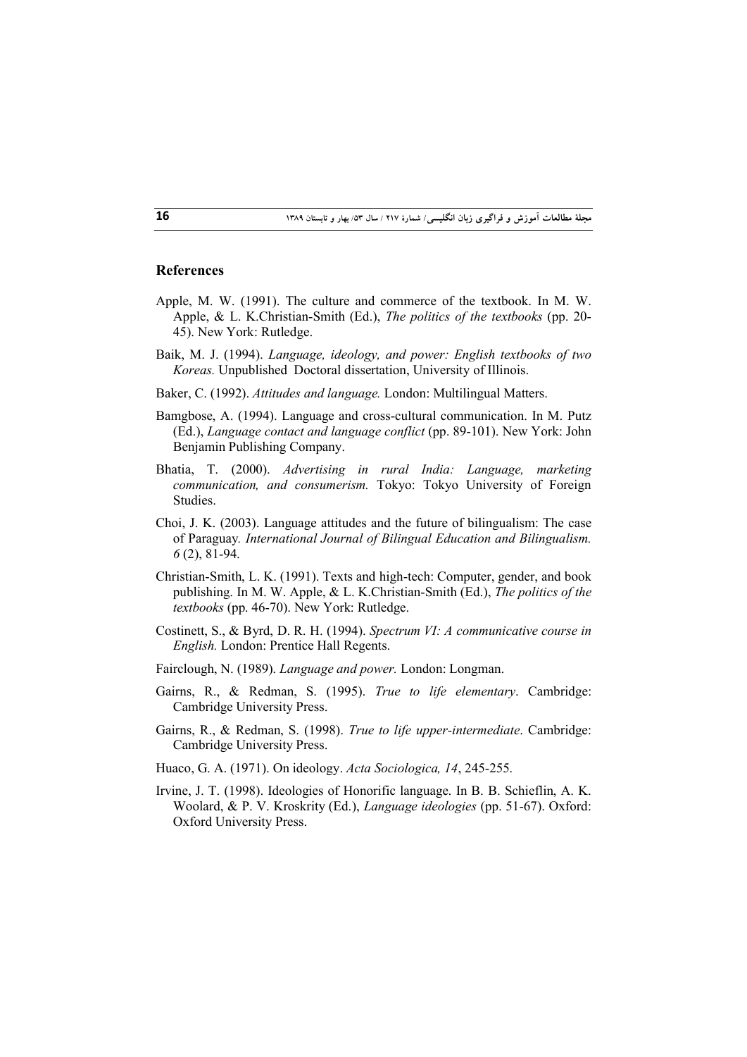## References

Apple, M. W. (1991). The culture and commerce of the textbook. In M. W. Apple, & L. K.Christian-Smith (Ed.), *The politics of the textbooks* (pp. 20-45). New York: Rutledge.

Baik, M. J. (1994). *Language, ideology, and power: English textbooks of two Koreas.* Unpublished Doctoral dissertation, University of Illinois.

Baker, C. (1992). *Attitudes and language.* London: Multilingual Matters.

Bamgbose, A. (1994). Language and cross-cultural communication. In M. Putz (Ed.), *Language contact and language conflict* (pp. 89-101). New York: John Benjamin Publishing Company.

Bhatia, T. (2000). *Advertising in rural India: Language, marketing communication, and consumerism.* Tokyo: Tokyo University of Foreign Studies.

Choi, J. K. (2003). Language attitudes and the future of bilingualism: The case of Paraguay. *International Journal of Bilingual Education and Bilingualism. 6* (2), 81-94.

Christian-Smith, L. K. (1991). Texts and high-tech: Computer, gender, and book publishing. In M. W. Apple, & L. K.Christian-Smith (Ed.), *The politics of the textbooks* (pp. 46-70). New York: Rutledge.

Costinett, S., & Byrd, D. R. H. (1994). *Spectrum VI: A communicative course in English.* London: Prentice Hall Regents.

Fairclough, N. (1989). *Language and power.* London: Longman.

Gairns, R., & Redman, S. (1995). *True to life elementary*. Cambridge: Cambridge University Press.

Gairns, R., & Redman, S. (1998). *True to life upper-intermediate*. Cambridge: Cambridge University Press.

Huaco, G. A. (1971). On ideology. *Acta Sociologica, 14*, 245-255.

Irvine, J. T. (1998). Ideologies of Honorific language. In B. B. Schieflin, A. K. Woolard, & P. V. Kroskrity (Ed.), *Language ideologies* (pp. 51-67). Oxford: Oxford University Press.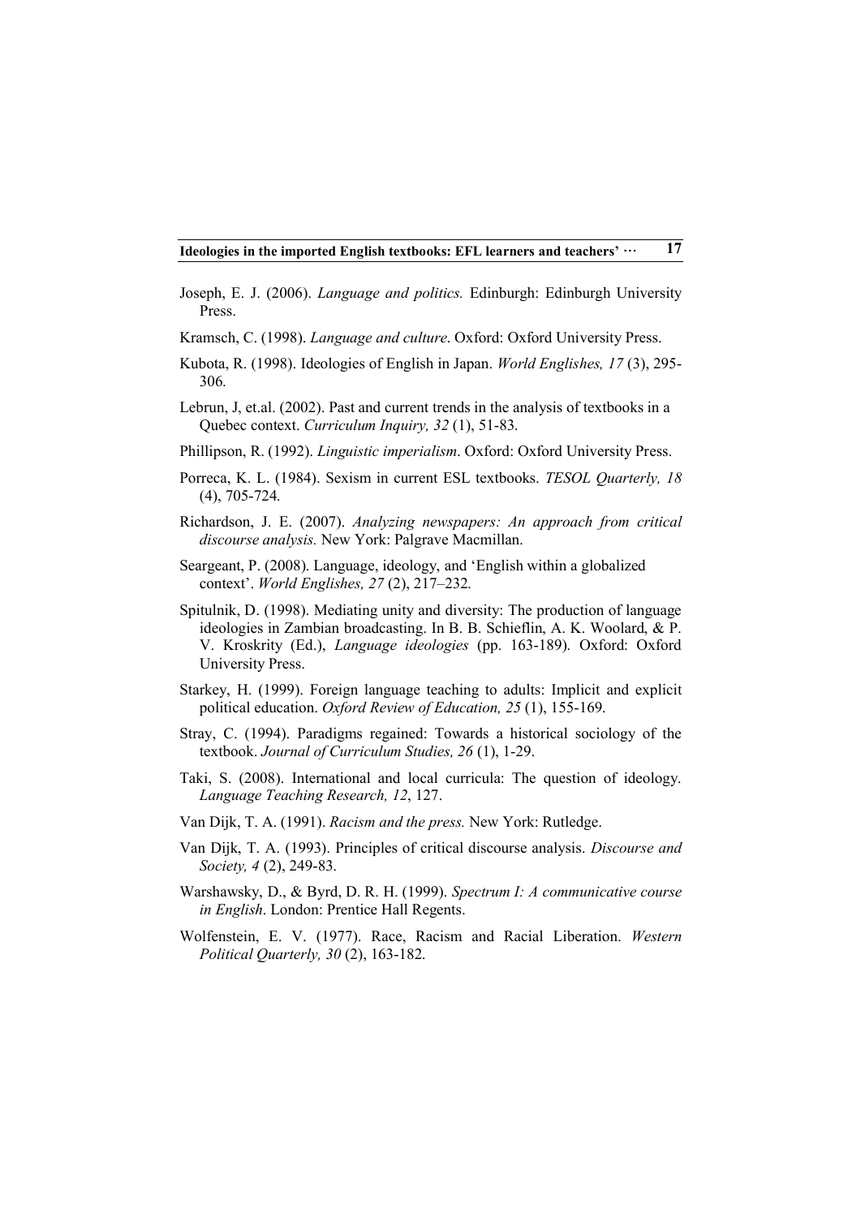Joseph, E. J. (2006). *Language and politics.* Edinburgh: Edinburgh University Press.

Kramsch, C. (1998). *Language and culture*. Oxford: Oxford University Press.

Kubota, R. (1998). Ideologies of English in Japan. *World Englishes, 17* (3), 295-306.

Lebrun, J, et.al. (2002). Past and current trends in the analysis of textbooks in a Quebec context. *Curriculum Inquiry, 32* (1), 51-83.

Phillipson, R. (1992). *Linguistic imperialism*. Oxford: Oxford University Press.

Porreca, K. L. (1984). Sexism in current ESL textbooks. *TESOL Quarterly, 18* (4), 705-724.

Richardson, J. E. (2007). *Analyzing newspapers: An approach from critical discourse analysis.* New York: Palgrave Macmillan.

Seargeant, P. (2008). Language, ideology, and 'English within a globalized context'. *World Englishes, 27* (2), 217–232.

Spitulnik, D. (1998). Mediating unity and diversity: The production of language ideologies in Zambian broadcasting. In B. B. Schieflin, A. K. Woolard, & P. V. Kroskrity (Ed.), *Language ideologies* (pp. 163-189). Oxford: Oxford University Press.

Starkey, H. (1999). Foreign language teaching to adults: Implicit and explicit political education. *Oxford Review of Education, 25* (1), 155-169.

Stray, C. (1994). Paradigms regained: Towards a historical sociology of the textbook. *Journal of Curriculum Studies, 26* (1), 1-29.

Taki, S. (2008). International and local curricula: The question of ideology. *Language Teaching Research, 12*, 127.

Van Dijk, T. A. (1991). *Racism and the press.* New York: Rutledge.

Van Dijk, T. A. (1993). Principles of critical discourse analysis. *Discourse and Society, 4* (2), 249-83.

Warshawsky, D., & Byrd, D. R. H. (1999). *Spectrum I: A communicative course in English*. London: Prentice Hall Regents.

Wolfenstein, E. V. (1977). Race, Racism and Racial Liberation. *Western Political Quarterly, 30* (2), 163-182.